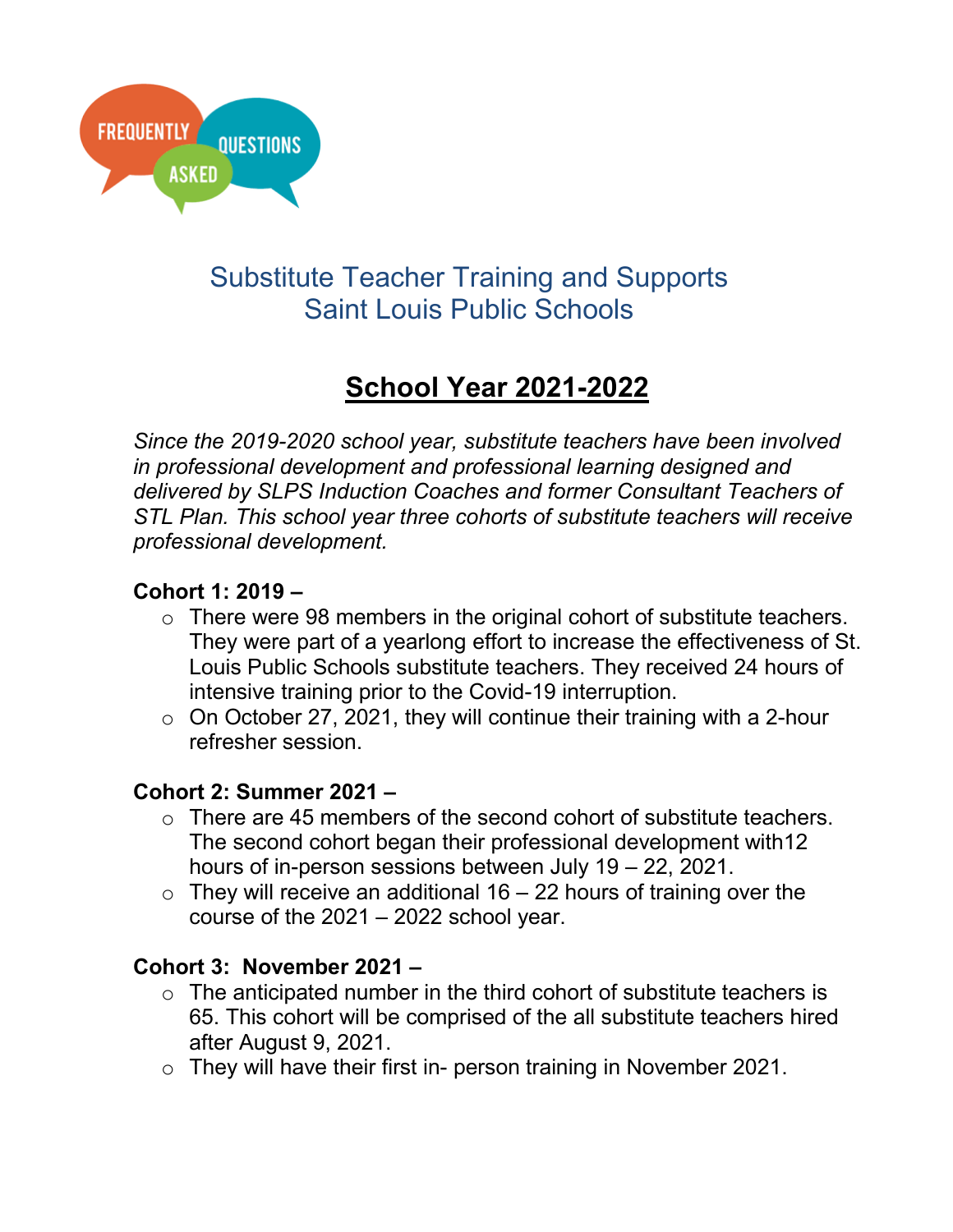FREQUENTLY ASKED QUESTIONS

# Substitute Teacher Training and Supports
# Saint Louis Public Schools

## School Year 2021-2022

*Since the 2019-2020 school year, substitute teachers have been involved in professional development and professional learning designed and delivered by SLPS Induction Coaches and former Consultant Teachers of STL Plan. This school year three cohorts of substitute teachers will receive professional development.*

**Cohort 1: 2019 –**

- There were 98 members in the original cohort of substitute teachers. They were part of a yearlong effort to increase the effectiveness of St. Louis Public Schools substitute teachers. They received 24 hours of intensive training prior to the Covid-19 interruption.
- On October 27, 2021, they will continue their training with a 2-hour refresher session.

**Cohort 2: Summer 2021 –**

- There are 45 members of the second cohort of substitute teachers. The second cohort began their professional development with12 hours of in-person sessions between July 19 – 22, 2021.
- They will receive an additional 16 – 22 hours of training over the course of the 2021 – 2022 school year.

**Cohort 3: November 2021 –**

- The anticipated number in the third cohort of substitute teachers is 65. This cohort will be comprised of the all substitute teachers hired after August 9, 2021.
- They will have their first in- person training in November 2021.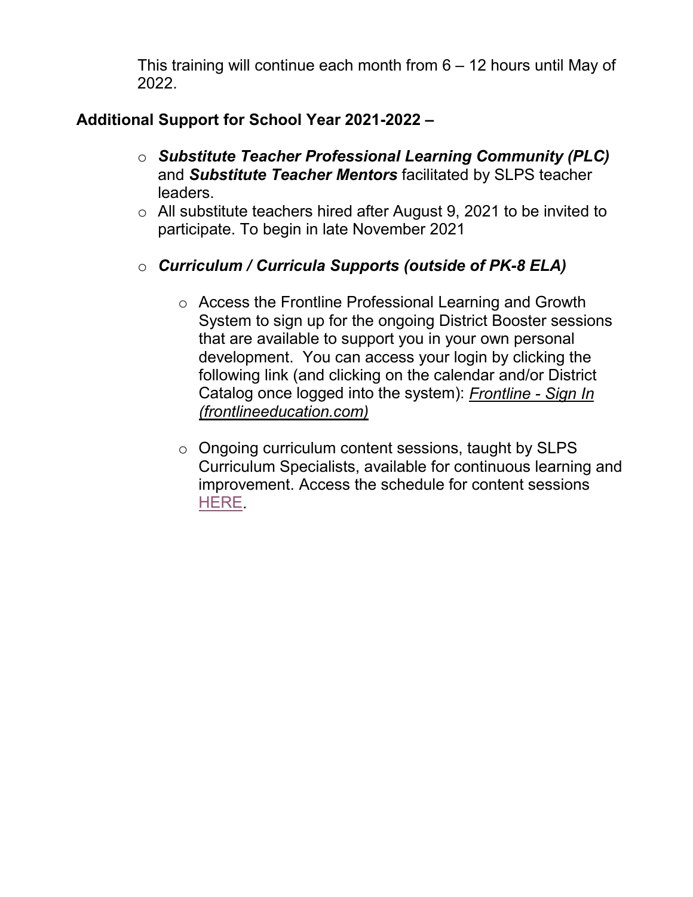This training will continue each month from 6 – 12 hours until May of 2022.

**Additional Support for School Year 2021-2022 –**

- ***Substitute Teacher Professional Learning Community (PLC)*** and ***Substitute Teacher Mentors*** facilitated by SLPS teacher leaders.
- All substitute teachers hired after August 9, 2021 to be invited to participate. To begin in late November 2021
- ***Curriculum / Curricula Supports (outside of PK-8 ELA)***
  - Access the Frontline Professional Learning and Growth System to sign up for the ongoing District Booster sessions that are available to support you in your own personal development. You can access your login by clicking the following link (and clicking on the calendar and/or District Catalog once logged into the system): *Frontline - Sign In (frontlineeducation.com)*
  - Ongoing curriculum content sessions, taught by SLPS Curriculum Specialists, available for continuous learning and improvement. Access the schedule for content sessions HERE.